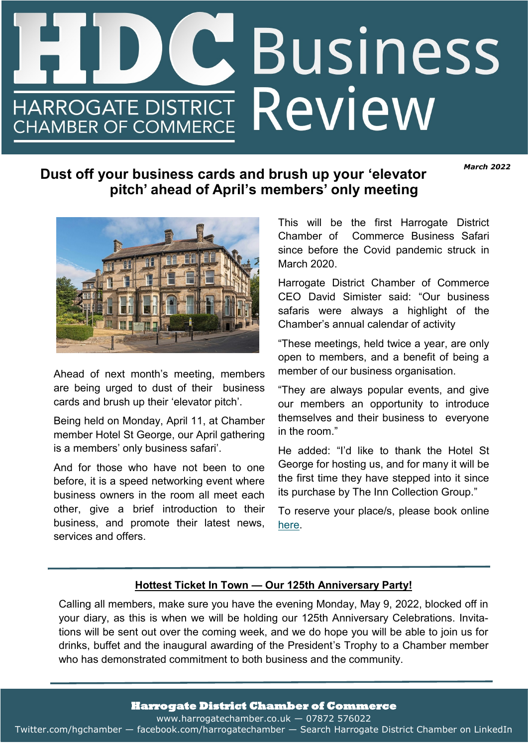# HDC Business Review

HARROGATE DISTRICT CHAMBER OF COMMERCE

*March 2022*

## Dust off your business cards and brush up your 'elevator pitch' ahead of April's members' only meeting

Ahead of next month's meeting, members are being urged to dust of their business cards and brush up their 'elevator pitch'.

Being held on Monday, April 11, at Chamber member Hotel St George, our April gathering is a members' only business safari'.

And for those who have not been to one before, it is a speed networking event where business owners in the room all meet each other, give a brief introduction to their business, and promote their latest news, services and offers.

This will be the first Harrogate District Chamber of Commerce Business Safari since before the Covid pandemic struck in March 2020.

Harrogate District Chamber of Commerce CEO David Simister said: "Our business safaris were always a highlight of the Chamber's annual calendar of activity

"These meetings, held twice a year, are only open to members, and a benefit of being a member of our business organisation.

"They are always popular events, and give our members an opportunity to introduce themselves and their business to everyone in the room."

He added: "I'd like to thank the Hotel St George for hosting us, and for many it will be the first time they have stepped into it since its purchase by The Inn Collection Group."

To reserve your place/s, please book online here.

---

## Hottest Ticket In Town — Our 125th Anniversary Party!

Calling all members, make sure you have the evening Monday, May 9, 2022, blocked off in your diary, as this is when we will be holding our 125th Anniversary Celebrations. Invitations will be sent out over the coming week, and we do hope you will be able to join us for drinks, buffet and the inaugural awarding of the President's Trophy to a Chamber member who has demonstrated commitment to both business and the community.

---

**Harrogate District Chamber of Commerce**

www.harrogatechamber.co.uk — 07872 576022

Twitter.com/hgchamber — facebook.com/harrogatechamber — Search Harrogate District Chamber on LinkedIn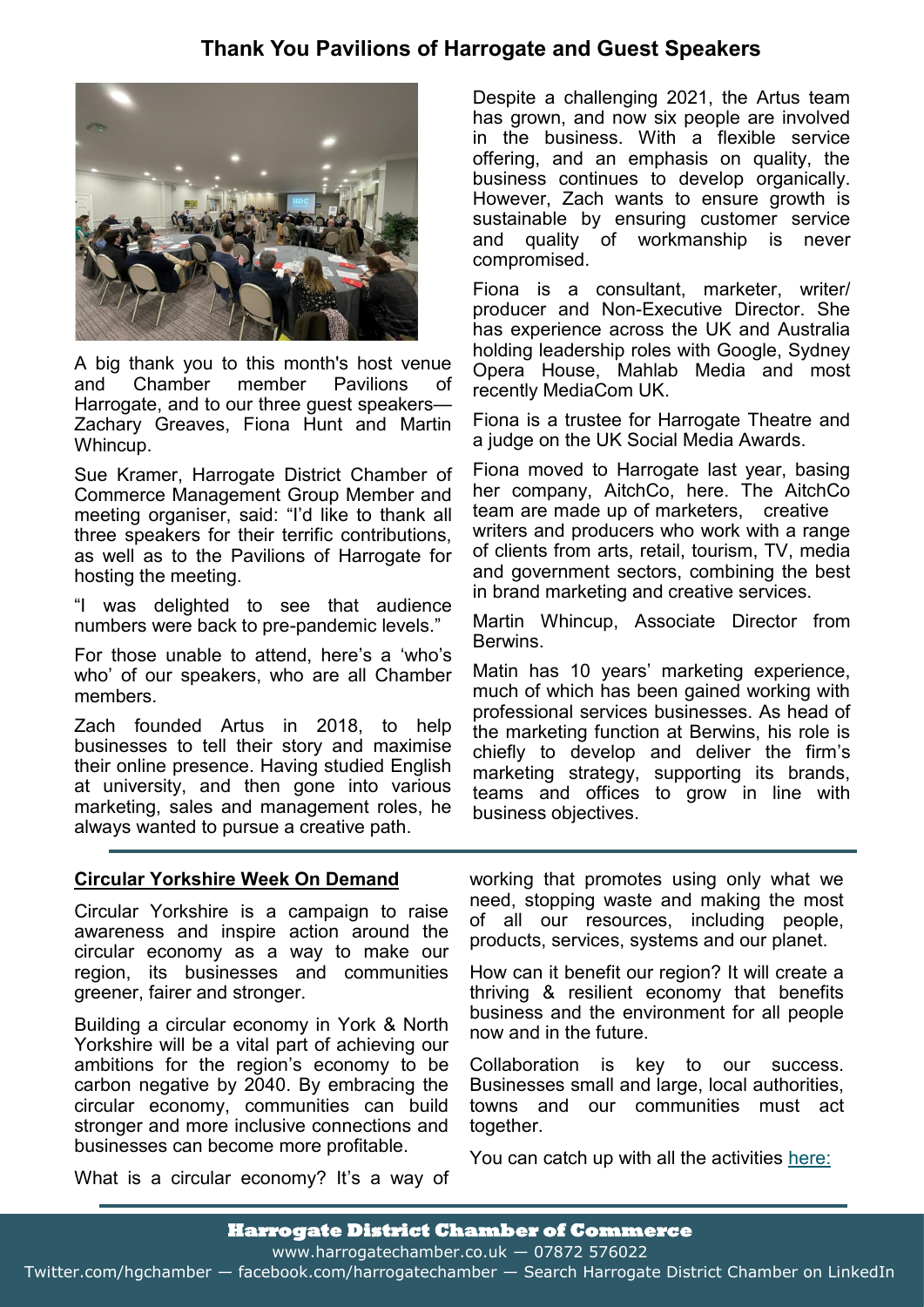## Thank You Pavilions of Harrogate and Guest Speakers

A big thank you to this month's host venue and Chamber member Pavilions of Harrogate, and to our three guest speakers—Zachary Greaves, Fiona Hunt and Martin Whincup.

Sue Kramer, Harrogate District Chamber of Commerce Management Group Member and meeting organiser, said: "I'd like to thank all three speakers for their terrific contributions, as well as to the Pavilions of Harrogate for hosting the meeting.

"I was delighted to see that audience numbers were back to pre-pandemic levels."

For those unable to attend, here's a 'who's who' of our speakers, who are all Chamber members.

Zach founded Artus in 2018, to help businesses to tell their story and maximise their online presence. Having studied English at university, and then gone into various marketing, sales and management roles, he always wanted to pursue a creative path.

Despite a challenging 2021, the Artus team has grown, and now six people are involved in the business. With a flexible service offering, and an emphasis on quality, the business continues to develop organically. However, Zach wants to ensure growth is sustainable by ensuring customer service and quality of workmanship is never compromised.

Fiona is a consultant, marketer, writer/ producer and Non-Executive Director. She has experience across the UK and Australia holding leadership roles with Google, Sydney Opera House, Mahlab Media and most recently MediaCom UK.

Fiona is a trustee for Harrogate Theatre and a judge on the UK Social Media Awards.

Fiona moved to Harrogate last year, basing her company, AitchCo, here. The AitchCo team are made up of marketers, creative writers and producers who work with a range of clients from arts, retail, tourism, TV, media and government sectors, combining the best in brand marketing and creative services.

Martin Whincup, Associate Director from Berwins.

Matin has 10 years' marketing experience, much of which has been gained working with professional services businesses. As head of the marketing function at Berwins, his role is chiefly to develop and deliver the firm's marketing strategy, supporting its brands, teams and offices to grow in line with business objectives.

### Circular Yorkshire Week On Demand

Circular Yorkshire is a campaign to raise awareness and inspire action around the circular economy as a way to make our region, its businesses and communities greener, fairer and stronger.

Building a circular economy in York & North Yorkshire will be a vital part of achieving our ambitions for the region's economy to be carbon negative by 2040. By embracing the circular economy, communities can build stronger and more inclusive connections and businesses can become more profitable.

What is a circular economy? It's a way of working that promotes using only what we need, stopping waste and making the most of all our resources, including people, products, services, systems and our planet.

How can it benefit our region? It will create a thriving & resilient economy that benefits business and the environment for all people now and in the future.

Collaboration is key to our success. Businesses small and large, local authorities, towns and our communities must act together.

You can catch up with all the activities here: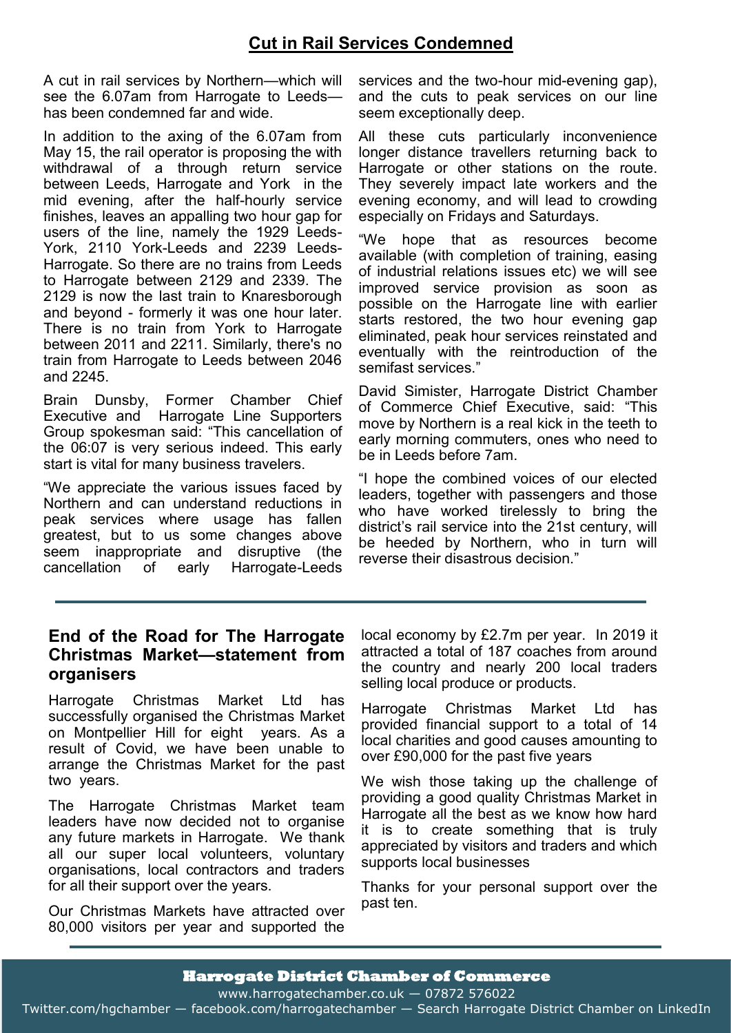## Cut in Rail Services Condemned

A cut in rail services by Northern—which will see the 6.07am from Harrogate to Leeds—has been condemned far and wide.

In addition to the axing of the 6.07am from May 15, the rail operator is proposing the with withdrawal of a through return service between Leeds, Harrogate and York in the mid evening, after the half-hourly service finishes, leaves an appalling two hour gap for users of the line, namely the 1929 Leeds-York, 2110 York-Leeds and 2239 Leeds-Harrogate. So there are no trains from Leeds to Harrogate between 2129 and 2339. The 2129 is now the last train to Knaresborough and beyond - formerly it was one hour later. There is no train from York to Harrogate between 2011 and 2211. Similarly, there's no train from Harrogate to Leeds between 2046 and 2245.

Brain Dunsby, Former Chamber Chief Executive and Harrogate Line Supporters Group spokesman said: "This cancellation of the 06:07 is very serious indeed. This early start is vital for many business travelers.

"We appreciate the various issues faced by Northern and can understand reductions in peak services where usage has fallen greatest, but to us some changes above seem inappropriate and disruptive (the cancellation of early Harrogate-Leeds services and the two-hour mid-evening gap), and the cuts to peak services on our line seem exceptionally deep.

All these cuts particularly inconvenience longer distance travellers returning back to Harrogate or other stations on the route. They severely impact late workers and the evening economy, and will lead to crowding especially on Fridays and Saturdays.

"We hope that as resources become available (with completion of training, easing of industrial relations issues etc) we will see improved service provision as soon as possible on the Harrogate line with earlier starts restored, the two hour evening gap eliminated, peak hour services reinstated and eventually with the reintroduction of the semifast services."

David Simister, Harrogate District Chamber of Commerce Chief Executive, said: "This move by Northern is a real kick in the teeth to early morning commuters, ones who need to be in Leeds before 7am.

"I hope the combined voices of our elected leaders, together with passengers and those who have worked tirelessly to bring the district's rail service into the 21st century, will be heeded by Northern, who in turn will reverse their disastrous decision."

---

### End of the Road for The Harrogate Christmas Market—statement from organisers

Harrogate Christmas Market Ltd has successfully organised the Christmas Market on Montpellier Hill for eight years. As a result of Covid, we have been unable to arrange the Christmas Market for the past two years.

The Harrogate Christmas Market team leaders have now decided not to organise any future markets in Harrogate. We thank all our super local volunteers, voluntary organisations, local contractors and traders for all their support over the years.

Our Christmas Markets have attracted over 80,000 visitors per year and supported the local economy by £2.7m per year. In 2019 it attracted a total of 187 coaches from around the country and nearly 200 local traders selling local produce or products.

Harrogate Christmas Market Ltd has provided financial support to a total of 14 local charities and good causes amounting to over £90,000 for the past five years

We wish those taking up the challenge of providing a good quality Christmas Market in Harrogate all the best as we know how hard it is to create something that is truly appreciated by visitors and traders and which supports local businesses

Thanks for your personal support over the past ten.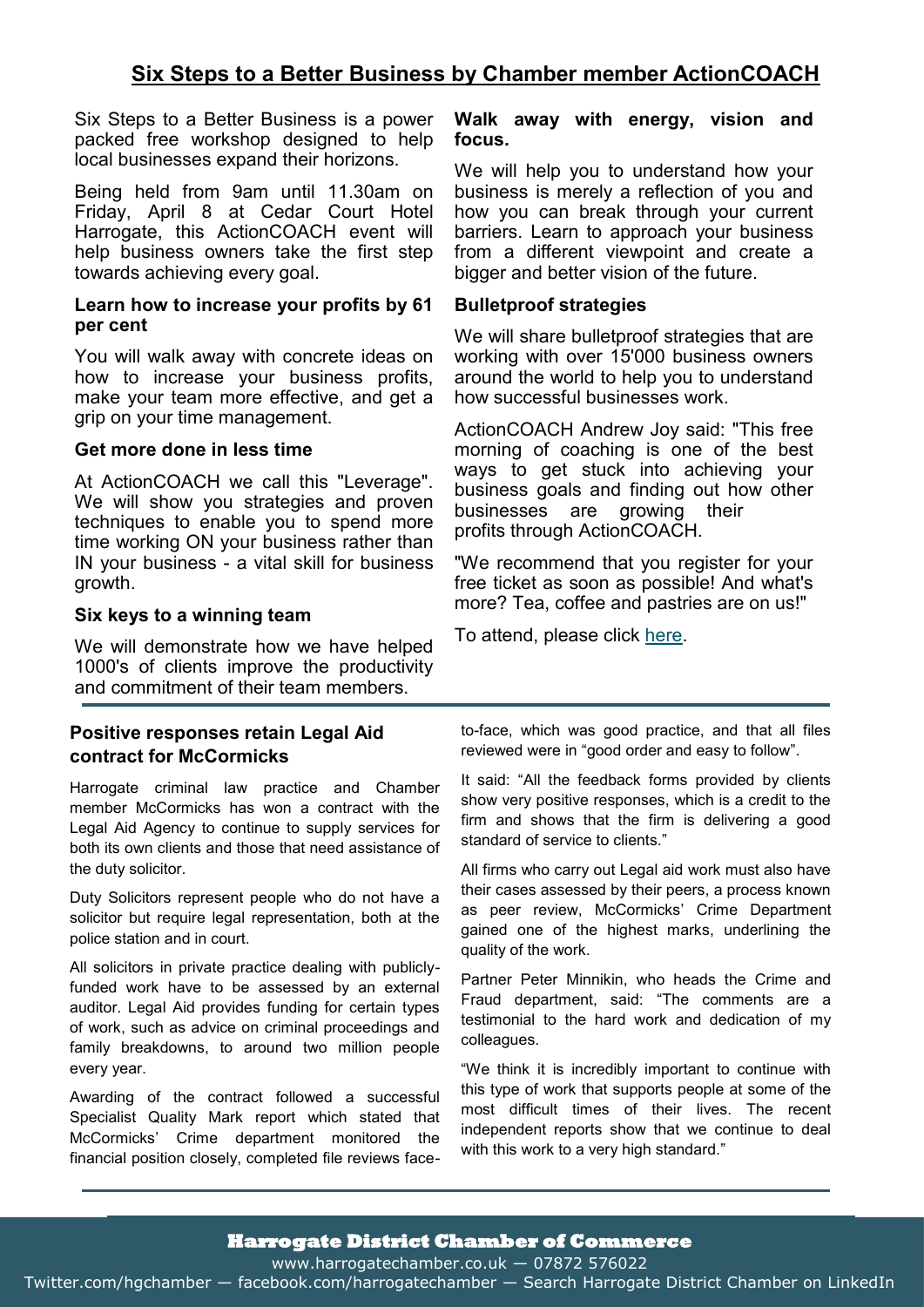## Six Steps to a Better Business by Chamber member ActionCOACH

Six Steps to a Better Business is a power packed free workshop designed to help local businesses expand their horizons.

Being held from 9am until 11.30am on Friday, April 8 at Cedar Court Hotel Harrogate, this ActionCOACH event will help business owners take the first step towards achieving every goal.

### Learn how to increase your profits by 61 per cent

You will walk away with concrete ideas on how to increase your business profits, make your team more effective, and get a grip on your time management.

### Get more done in less time

At ActionCOACH we call this "Leverage". We will show you strategies and proven techniques to enable you to spend more time working ON your business rather than IN your business - a vital skill for business growth.

### Six keys to a winning team

We will demonstrate how we have helped 1000's of clients improve the productivity and commitment of their team members.

### Walk away with energy, vision and focus.

We will help you to understand how your business is merely a reflection of you and how you can break through your current barriers. Learn to approach your business from a different viewpoint and create a bigger and better vision of the future.

### Bulletproof strategies

We will share bulletproof strategies that are working with over 15'000 business owners around the world to help you to understand how successful businesses work.

ActionCOACH Andrew Joy said: "This free morning of coaching is one of the best ways to get stuck into achieving your business goals and finding out how other businesses are growing their profits through ActionCOACH.

"We recommend that you register for your free ticket as soon as possible! And what's more? Tea, coffee and pastries are on us!"

To attend, please click here.

---

## Positive responses retain Legal Aid contract for McCormicks

Harrogate criminal law practice and Chamber member McCormicks has won a contract with the Legal Aid Agency to continue to supply services for both its own clients and those that need assistance of the duty solicitor.

Duty Solicitors represent people who do not have a solicitor but require legal representation, both at the police station and in court.

All solicitors in private practice dealing with publicly-funded work have to be assessed by an external auditor. Legal Aid provides funding for certain types of work, such as advice on criminal proceedings and family breakdowns, to around two million people every year.

Awarding of the contract followed a successful Specialist Quality Mark report which stated that McCormicks' Crime department monitored the financial position closely, completed file reviews face-to-face, which was good practice, and that all files reviewed were in "good order and easy to follow".

It said: "All the feedback forms provided by clients show very positive responses, which is a credit to the firm and shows that the firm is delivering a good standard of service to clients."

All firms who carry out Legal aid work must also have their cases assessed by their peers, a process known as peer review, McCormicks' Crime Department gained one of the highest marks, underlining the quality of the work.

Partner Peter Minnikin, who heads the Crime and Fraud department, said: "The comments are a testimonial to the hard work and dedication of my colleagues.

"We think it is incredibly important to continue with this type of work that supports people at some of the most difficult times of their lives. The recent independent reports show that we continue to deal with this work to a very high standard."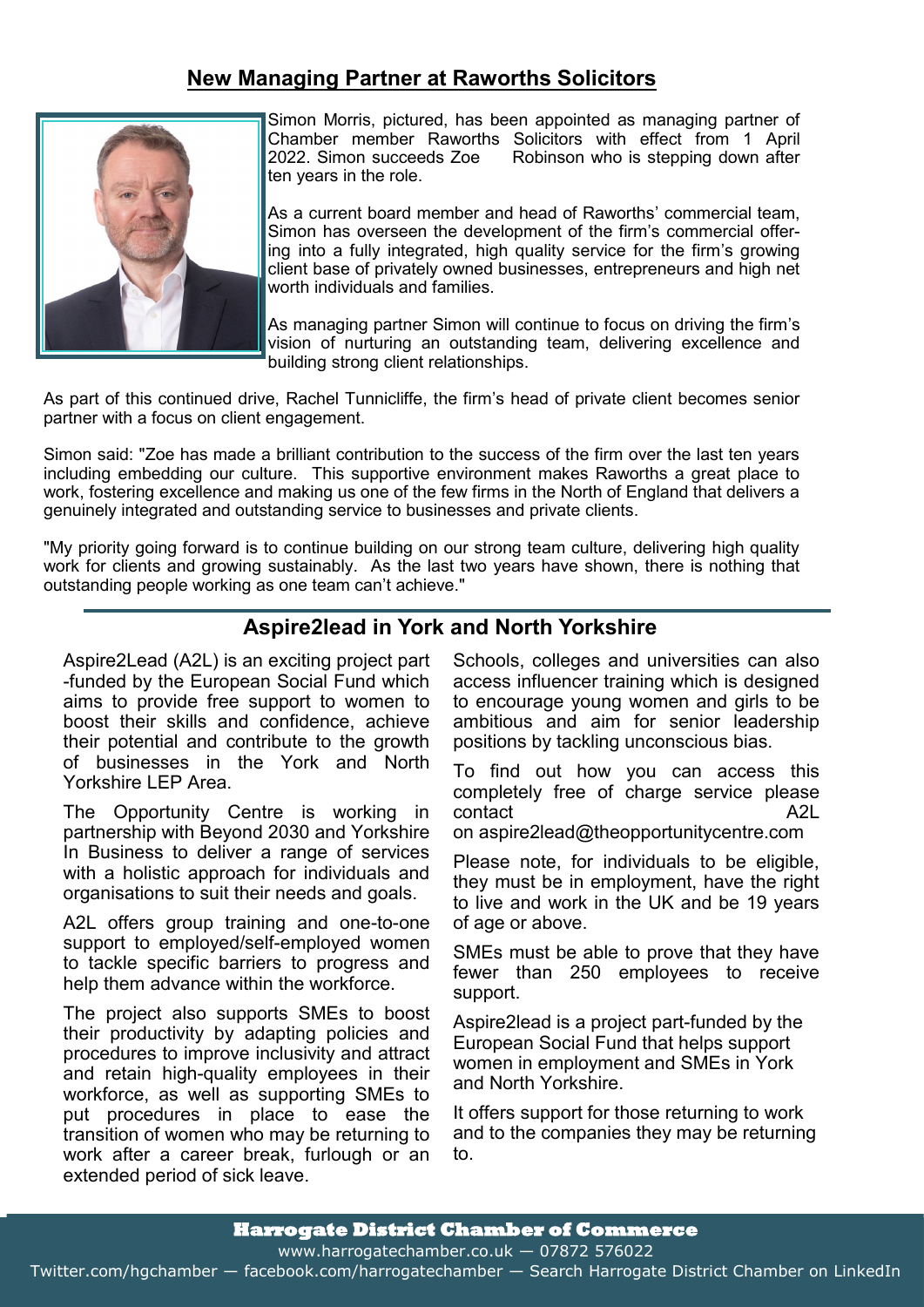## New Managing Partner at Raworths Solicitors

Simon Morris, pictured, has been appointed as managing partner of Chamber member Raworths Solicitors with effect from 1 April 2022. Simon succeeds Zoe Robinson who is stepping down after ten years in the role.

As a current board member and head of Raworths' commercial team, Simon has overseen the development of the firm's commercial offering into a fully integrated, high quality service for the firm's growing client base of privately owned businesses, entrepreneurs and high net worth individuals and families.

As managing partner Simon will continue to focus on driving the firm's vision of nurturing an outstanding team, delivering excellence and building strong client relationships.

As part of this continued drive, Rachel Tunnicliffe, the firm's head of private client becomes senior partner with a focus on client engagement.

Simon said: "Zoe has made a brilliant contribution to the success of the firm over the last ten years including embedding our culture. This supportive environment makes Raworths a great place to work, fostering excellence and making us one of the few firms in the North of England that delivers a genuinely integrated and outstanding service to businesses and private clients.

"My priority going forward is to continue building on our strong team culture, delivering high quality work for clients and growing sustainably. As the last two years have shown, there is nothing that outstanding people working as one team can't achieve."

## Aspire2lead in York and North Yorkshire

Aspire2Lead (A2L) is an exciting project part-funded by the European Social Fund which aims to provide free support to women to boost their skills and confidence, achieve their potential and contribute to the growth of businesses in the York and North Yorkshire LEP Area.

The Opportunity Centre is working in partnership with Beyond 2030 and Yorkshire In Business to deliver a range of services with a holistic approach for individuals and organisations to suit their needs and goals.

A2L offers group training and one-to-one support to employed/self-employed women to tackle specific barriers to progress and help them advance within the workforce.

The project also supports SMEs to boost their productivity by adapting policies and procedures to improve inclusivity and attract and retain high-quality employees in their workforce, as well as supporting SMEs to put procedures in place to ease the transition of women who may be returning to work after a career break, furlough or an extended period of sick leave.

Schools, colleges and universities can also access influencer training which is designed to encourage young women and girls to be ambitious and aim for senior leadership positions by tackling unconscious bias.

To find out how you can access this completely free of charge service please contact A2L on aspire2lead@theopportunitycentre.com

Please note, for individuals to be eligible, they must be in employment, have the right to live and work in the UK and be 19 years of age or above.

SMEs must be able to prove that they have fewer than 250 employees to receive support.

Aspire2lead is a project part-funded by the European Social Fund that helps support women in employment and SMEs in York and North Yorkshire.

It offers support for those returning to work and to the companies they may be returning to.

**Harrogate District Chamber of Commerce**

www.harrogatechamber.co.uk — 07872 576022

Twitter.com/hgchamber — facebook.com/harrogatechamber — Search Harrogate District Chamber on LinkedIn